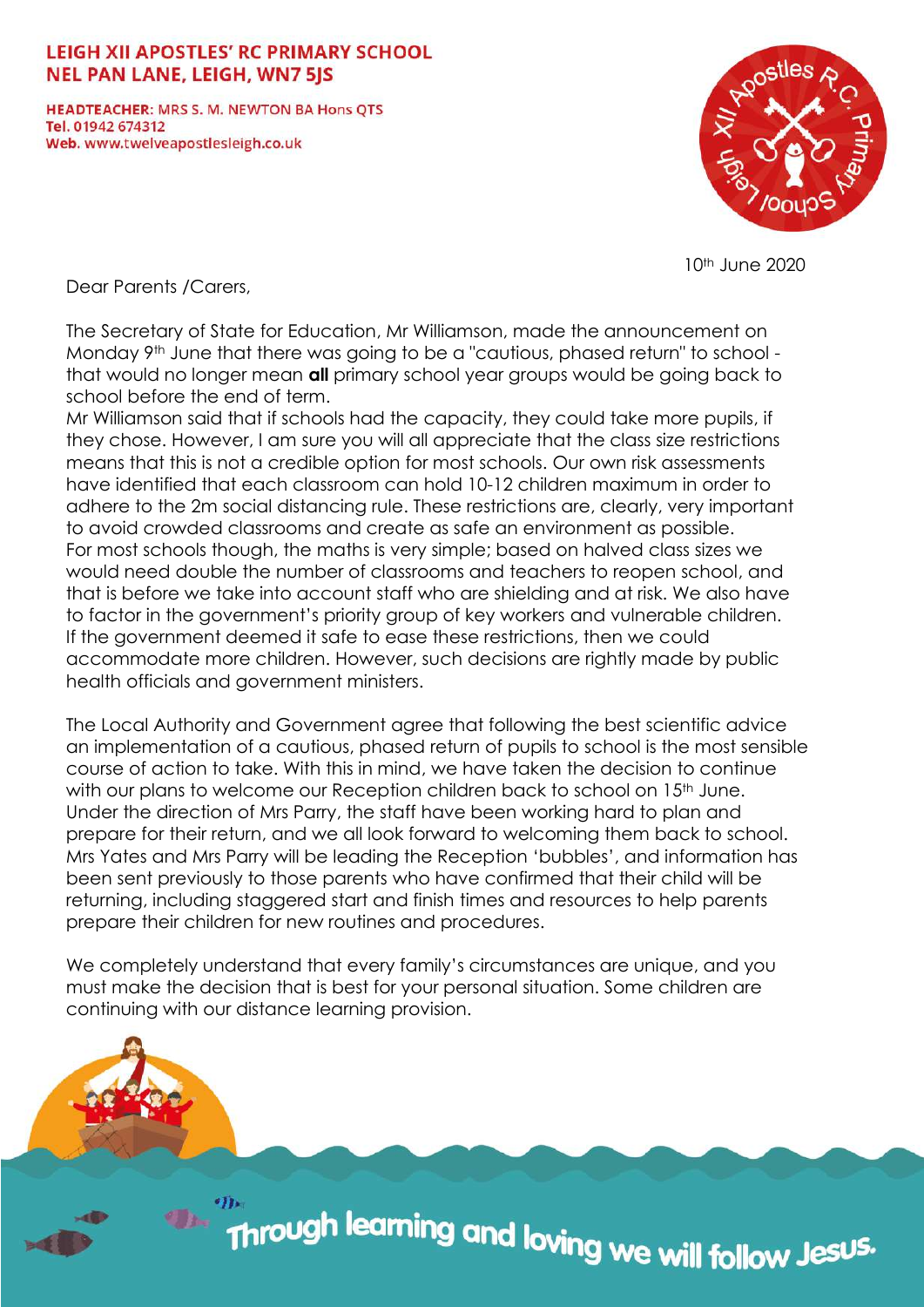**LEIGH XII APOSTLES' RC PRIMARY SCHOOL**
**NEL PAN LANE, LEIGH, WN7 5JS**

**HEADTEACHER:** MRS S. M. NEWTON BA Hons QTS
**Tel.** 01942 674312
**Web.** www.twelveapostlesleigh.co.uk

10th June 2020

Dear Parents /Carers,

The Secretary of State for Education, Mr Williamson, made the announcement on Monday 9th June that there was going to be a "cautious, phased return" to school - that would no longer mean **all** primary school year groups would be going back to school before the end of term.
Mr Williamson said that if schools had the capacity, they could take more pupils, if they chose. However, I am sure you will all appreciate that the class size restrictions means that this is not a credible option for most schools. Our own risk assessments have identified that each classroom can hold 10-12 children maximum in order to adhere to the 2m social distancing rule. These restrictions are, clearly, very important to avoid crowded classrooms and create as safe an environment as possible.
For most schools though, the maths is very simple; based on halved class sizes we would need double the number of classrooms and teachers to reopen school, and that is before we take into account staff who are shielding and at risk. We also have to factor in the government's priority group of key workers and vulnerable children.
If the government deemed it safe to ease these restrictions, then we could accommodate more children. However, such decisions are rightly made by public health officials and government ministers.

The Local Authority and Government agree that following the best scientific advice an implementation of a cautious, phased return of pupils to school is the most sensible course of action to take. With this in mind, we have taken the decision to continue with our plans to welcome our Reception children back to school on 15th June.
Under the direction of Mrs Parry, the staff have been working hard to plan and prepare for their return, and we all look forward to welcoming them back to school.
Mrs Yates and Mrs Parry will be leading the Reception 'bubbles', and information has been sent previously to those parents who have confirmed that their child will be returning, including staggered start and finish times and resources to help parents prepare their children for new routines and procedures.

We completely understand that every family's circumstances are unique, and you must make the decision that is best for your personal situation. Some children are continuing with our distance learning provision.

Through learning and loving we will follow Jesus.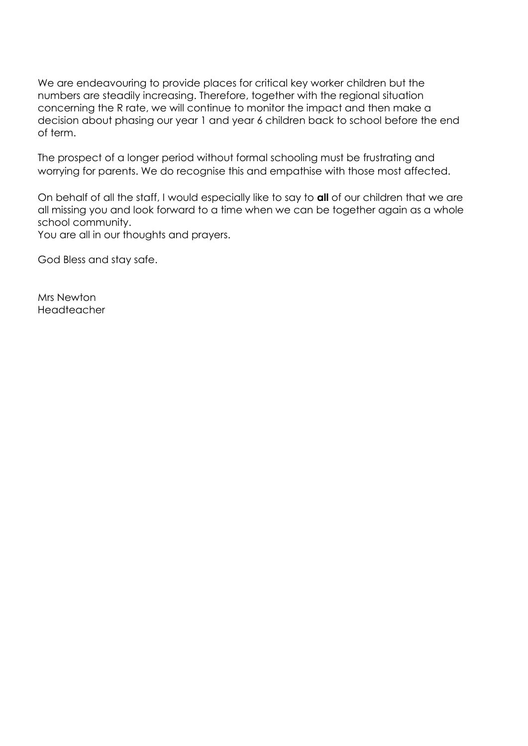We are endeavouring to provide places for critical key worker children but the numbers are steadily increasing. Therefore, together with the regional situation concerning the R rate, we will continue to monitor the impact and then make a decision about phasing our year 1 and year 6 children back to school before the end of term.

The prospect of a longer period without formal schooling must be frustrating and worrying for parents. We do recognise this and empathise with those most affected.

On behalf of all the staff, I would especially like to say to **all** of our children that we are all missing you and look forward to a time when we can be together again as a whole school community.
You are all in our thoughts and prayers.

God Bless and stay safe.

Mrs Newton
Headteacher